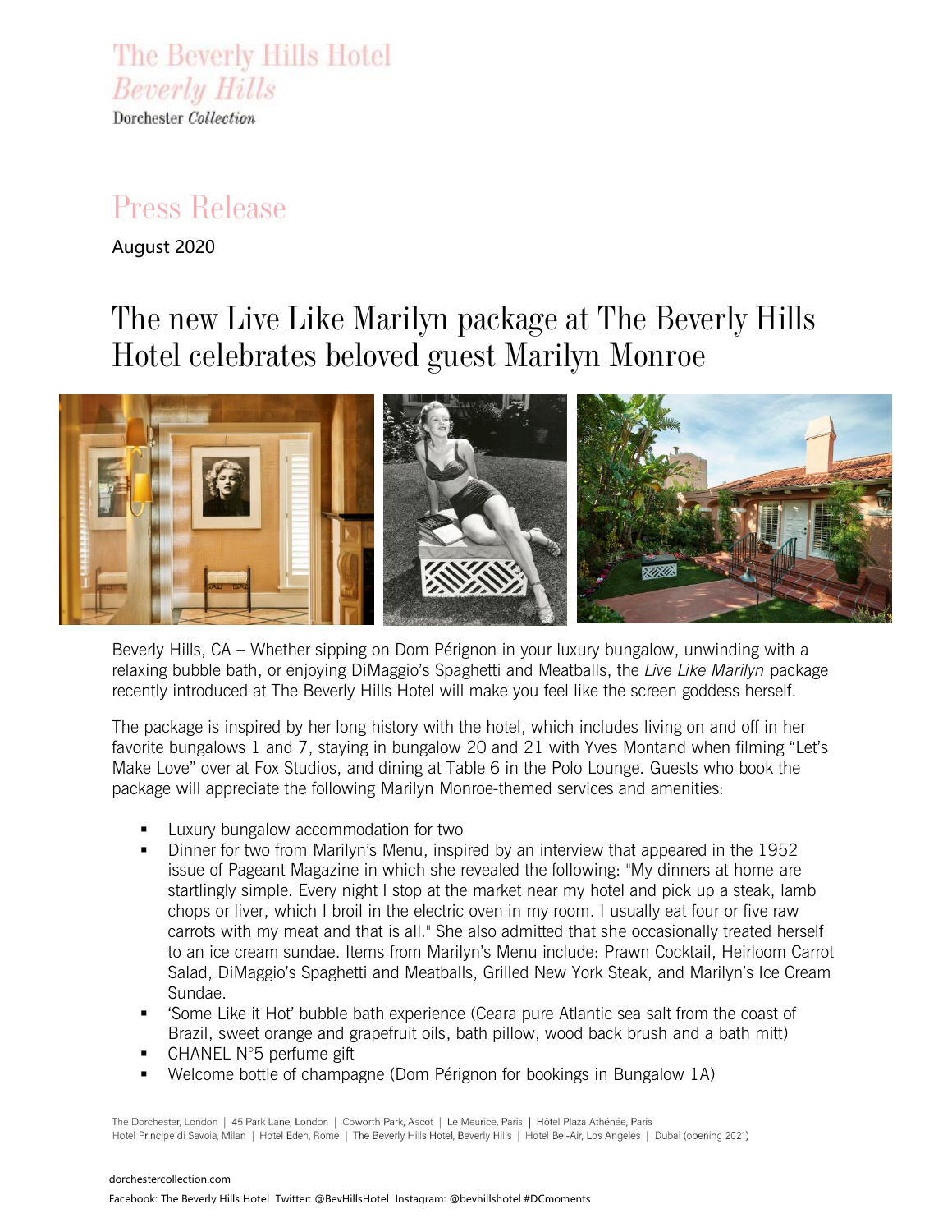The Beverly Hills Hotel
*Beverly Hills*
Dorchester *Collection*

# Press Release

August 2020

## The new Live Like Marilyn package at The Beverly Hills Hotel celebrates beloved guest Marilyn Monroe

Beverly Hills, CA – Whether sipping on Dom Pérignon in your luxury bungalow, unwinding with a relaxing bubble bath, or enjoying DiMaggio's Spaghetti and Meatballs, the *Live Like Marilyn* package recently introduced at The Beverly Hills Hotel will make you feel like the screen goddess herself.

The package is inspired by her long history with the hotel, which includes living on and off in her favorite bungalows 1 and 7, staying in bungalow 20 and 21 with Yves Montand when filming "Let's Make Love" over at Fox Studios, and dining at Table 6 in the Polo Lounge. Guests who book the package will appreciate the following Marilyn Monroe-themed services and amenities:

- Luxury bungalow accommodation for two
- Dinner for two from Marilyn's Menu, inspired by an interview that appeared in the 1952 issue of Pageant Magazine in which she revealed the following: "My dinners at home are startlingly simple. Every night I stop at the market near my hotel and pick up a steak, lamb chops or liver, which I broil in the electric oven in my room. I usually eat four or five raw carrots with my meat and that is all." She also admitted that she occasionally treated herself to an ice cream sundae. Items from Marilyn's Menu include: Prawn Cocktail, Heirloom Carrot Salad, DiMaggio's Spaghetti and Meatballs, Grilled New York Steak, and Marilyn's Ice Cream Sundae.
- 'Some Like it Hot' bubble bath experience (Ceara pure Atlantic sea salt from the coast of Brazil, sweet orange and grapefruit oils, bath pillow, wood back brush and a bath mitt)
- CHANEL N°5 perfume gift
- Welcome bottle of champagne (Dom Pérignon for bookings in Bungalow 1A)

The Dorchester, London | 45 Park Lane, London | Coworth Park, Ascot | Le Meurice, Paris | Hôtel Plaza Athénée, Paris
Hotel Principe di Savoia, Milan | Hotel Eden, Rome | The Beverly Hills Hotel, Beverly Hills | Hotel Bel-Air, Los Angeles | Dubai (opening 2021)

dorchestercollection.com
Facebook: The Beverly Hills Hotel Twitter: @BevHillsHotel Instagram: @bevhillshotel #DCmoments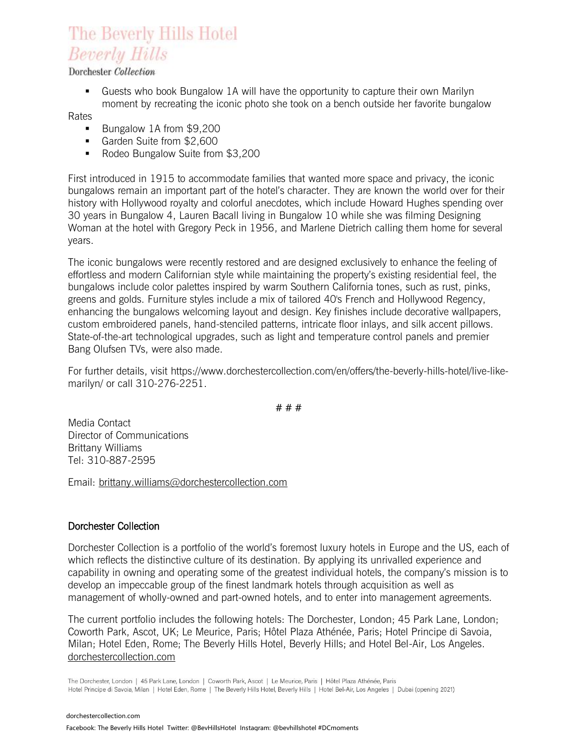- Guests who book Bungalow 1A will have the opportunity to capture their own Marilyn moment by recreating the iconic photo she took on a bench outside her favorite bungalow

Rates

- Bungalow 1A from $9,200
- Garden Suite from $2,600
- Rodeo Bungalow Suite from $3,200

First introduced in 1915 to accommodate families that wanted more space and privacy, the iconic bungalows remain an important part of the hotel's character. They are known the world over for their history with Hollywood royalty and colorful anecdotes, which include Howard Hughes spending over 30 years in Bungalow 4, Lauren Bacall living in Bungalow 10 while she was filming Designing Woman at the hotel with Gregory Peck in 1956, and Marlene Dietrich calling them home for several years.

The iconic bungalows were recently restored and are designed exclusively to enhance the feeling of effortless and modern Californian style while maintaining the property's existing residential feel, the bungalows include color palettes inspired by warm Southern California tones, such as rust, pinks, greens and golds. Furniture styles include a mix of tailored 40's French and Hollywood Regency, enhancing the bungalows welcoming layout and design. Key finishes include decorative wallpapers, custom embroidered panels, hand-stenciled patterns, intricate floor inlays, and silk accent pillows. State-of-the-art technological upgrades, such as light and temperature control panels and premier Bang Olufsen TVs, were also made.

For further details, visit https://www.dorchestercollection.com/en/offers/the-beverly-hills-hotel/live-like-marilyn/ or call 310-276-2251.

# # #

Media Contact
Director of Communications
Brittany Williams
Tel: 310-887-2595

Email: brittany.williams@dorchestercollection.com

## Dorchester Collection

Dorchester Collection is a portfolio of the world's foremost luxury hotels in Europe and the US, each of which reflects the distinctive culture of its destination. By applying its unrivalled experience and capability in owning and operating some of the greatest individual hotels, the company's mission is to develop an impeccable group of the finest landmark hotels through acquisition as well as management of wholly-owned and part-owned hotels, and to enter into management agreements.

The current portfolio includes the following hotels: The Dorchester, London; 45 Park Lane, London; Coworth Park, Ascot, UK; Le Meurice, Paris; Hôtel Plaza Athénée, Paris; Hotel Principe di Savoia, Milan; Hotel Eden, Rome; The Beverly Hills Hotel, Beverly Hills; and Hotel Bel-Air, Los Angeles.
dorchestercollection.com

The Dorchester, London | 45 Park Lane, London | Coworth Park, Ascot | Le Meurice, Paris | Hôtel Plaza Athénée, Paris
Hotel Principe di Savoia, Milan | Hotel Eden, Rome | The Beverly Hills Hotel, Beverly Hills | Hotel Bel-Air, Los Angeles | Dubai (opening 2021)

dorchestercollection.com
Facebook: The Beverly Hills Hotel Twitter: @BevHillsHotel Instagram: @bevhillshotel #DCmoments